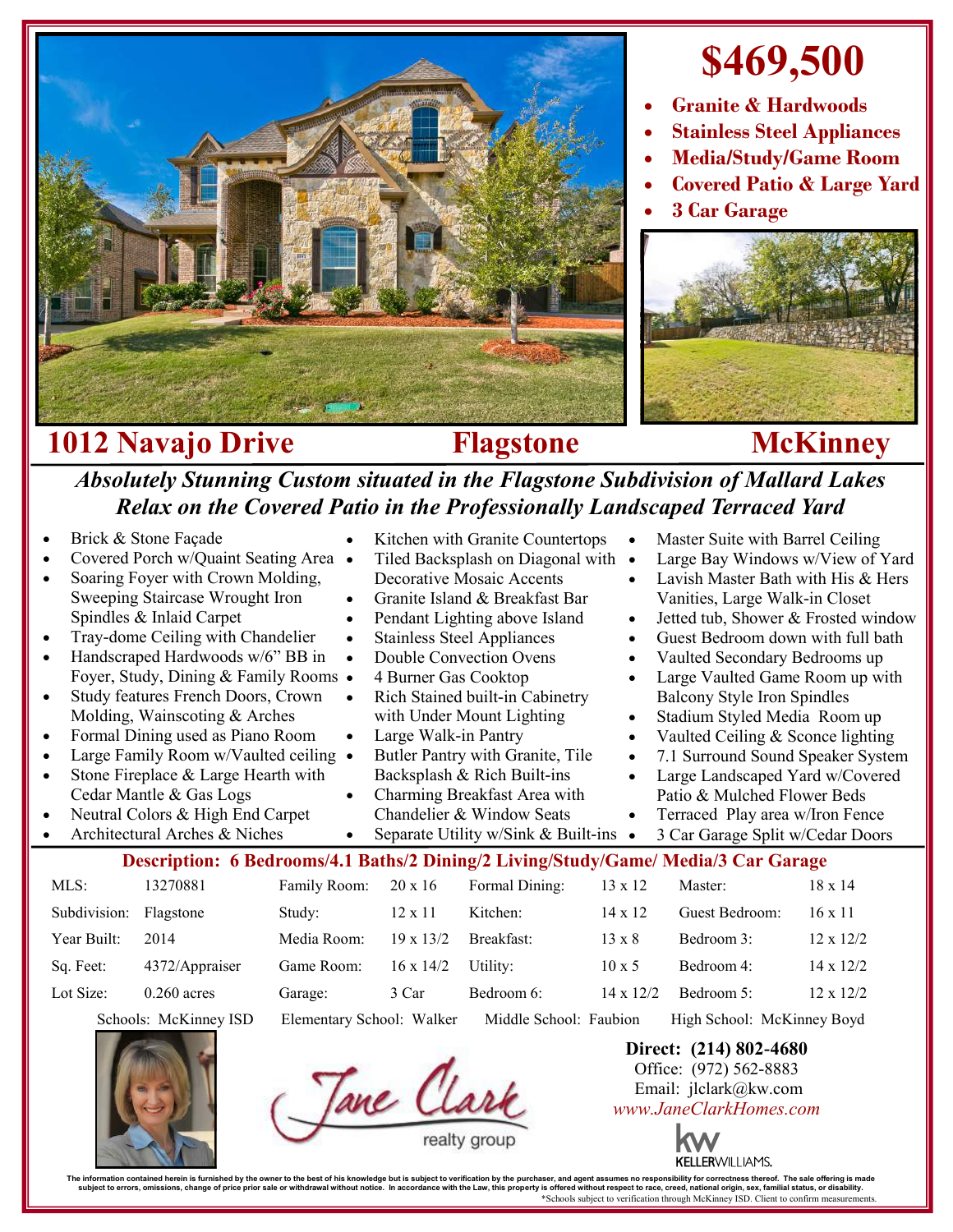# $469,500

- **Granite & Hardwoods**
- **Stainless Steel Appliances**
- **Media/Study/Game Room**
- **Covered Patio & Large Yard**
- **3 Car Garage**

## 1012 Navajo Drive — Flagstone — McKinney

***Absolutely Stunning Custom situated in the Flagstone Subdivision of Mallard Lakes***
***Relax on the Covered Patio in the Professionally Landscaped Terraced Yard***

- Brick & Stone Façade
- Covered Porch w/Quaint Seating Area
- Soaring Foyer with Crown Molding, Sweeping Staircase Wrought Iron Spindles & Inlaid Carpet
- Tray-dome Ceiling with Chandelier
- Handscraped Hardwoods w/6" BB in Foyer, Study, Dining & Family Rooms
- Study features French Doors, Crown Molding, Wainscoting & Arches
- Formal Dining used as Piano Room
- Large Family Room w/Vaulted ceiling
- Stone Fireplace & Large Hearth with Cedar Mantle & Gas Logs
- Neutral Colors & High End Carpet
- Architectural Arches & Niches
- Kitchen with Granite Countertops
- Tiled Backsplash on Diagonal with Decorative Mosaic Accents
- Granite Island & Breakfast Bar
- Pendant Lighting above Island
- Stainless Steel Appliances
- Double Convection Ovens
- 4 Burner Gas Cooktop
- Rich Stained built-in Cabinetry with Under Mount Lighting
- Large Walk-in Pantry
- Butler Pantry with Granite, Tile Backsplash & Rich Built-ins
- Charming Breakfast Area with Chandelier & Window Seats
- Separate Utility w/Sink & Built-ins
- Master Suite with Barrel Ceiling
- Large Bay Windows w/View of Yard
- Lavish Master Bath with His & Hers Vanities, Large Walk-in Closet
- Jetted tub, Shower & Frosted window
- Guest Bedroom down with full bath
- Vaulted Secondary Bedrooms up
- Large Vaulted Game Room up with Balcony Style Iron Spindles
- Stadium Styled Media Room up
- Vaulted Ceiling & Sconce lighting
- 7.1 Surround Sound Speaker System
- Large Landscaped Yard w/Covered Patio & Mulched Flower Beds
- Terraced Play area w/Iron Fence
- 3 Car Garage Split w/Cedar Doors

**Description: 6 Bedrooms/4.1 Baths/2 Dining/2 Living/Study/Game/ Media/3 Car Garage**

| | | | | | | | |
|---|---|---|---|---|---|---|---|
| MLS: | 13270881 | Family Room: | 20 x 16 | Formal Dining: | 13 x 12 | Master: | 18 x 14 |
| Subdivision: | Flagstone | Study: | 12 x 11 | Kitchen: | 14 x 12 | Guest Bedroom: | 16 x 11 |
| Year Built: | 2014 | Media Room: | 19 x 13/2 | Breakfast: | 13 x 8 | Bedroom 3: | 12 x 12/2 |
| Sq. Feet: | 4372/Appraiser | Game Room: | 16 x 14/2 | Utility: | 10 x 5 | Bedroom 4: | 14 x 12/2 |
| Lot Size: | 0.260 acres | Garage: | 3 Car | Bedroom 6: | 14 x 12/2 | Bedroom 5: | 12 x 12/2 |

Schools: McKinney ISD   Elementary School: Walker   Middle School: Faubion   High School: McKinney Boyd

Jane Clark realty group

**Direct: (214) 802-4680**
Office: (972) 562-8883
Email: jlclark@kw.com
*www.JaneClarkHomes.com*

KELLERWILLIAMS.

**The information contained herein is furnished by the owner to the best of his knowledge but is subject to verification by the purchaser, and agent assumes no responsibility for correctness thereof. The sale offering is made subject to errors, omissions, change of price prior sale or withdrawal without notice. In accordance with the Law, this property is offered without respect to race, creed, national origin, sex, familial status, or disability.**

*Schools subject to verification through McKinney ISD. Client to confirm measurements.